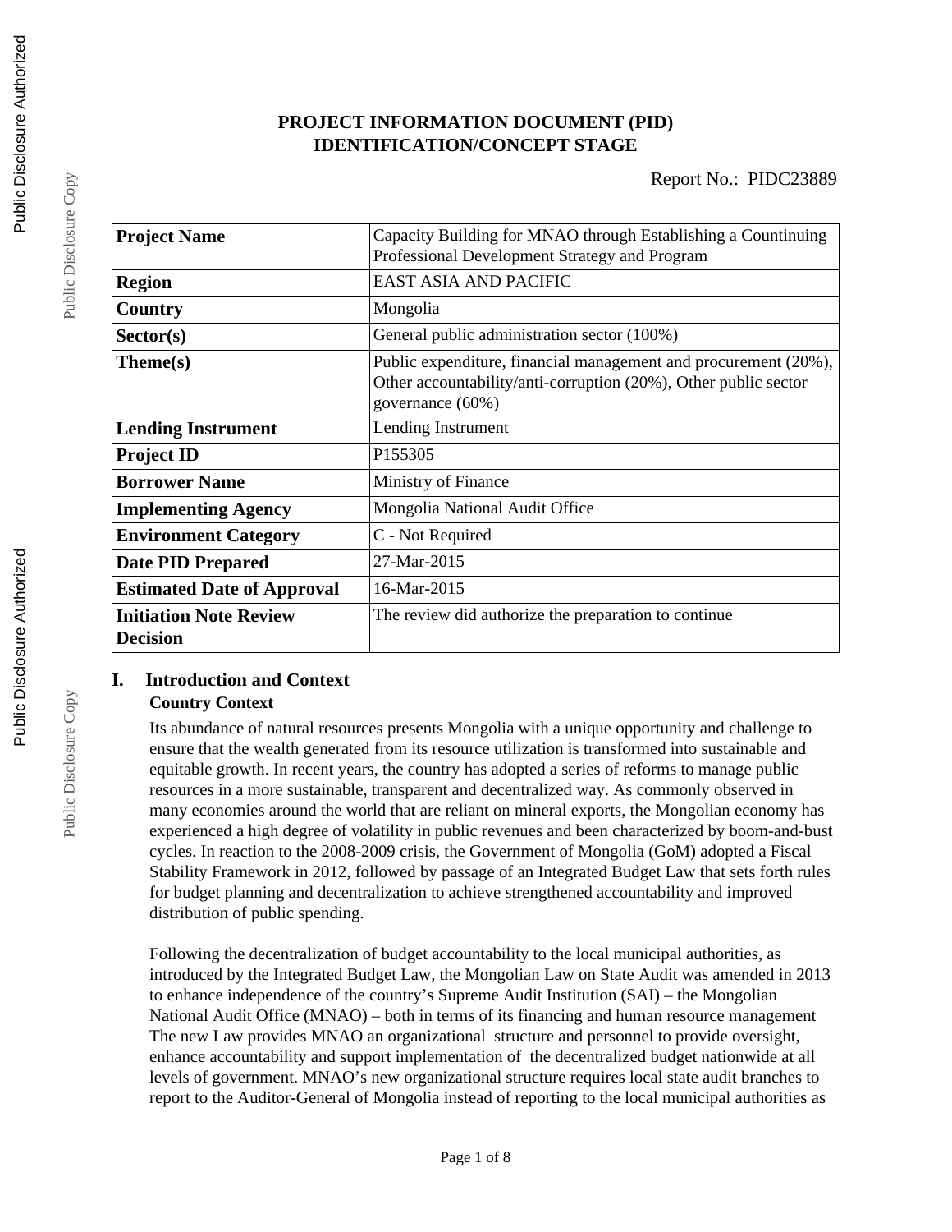# PROJECT INFORMATION DOCUMENT (PID)
# IDENTIFICATION/CONCEPT STAGE

Report No.: PIDC23889

| **Project Name** | Capacity Building for MNAO through Establishing a Countinuing Professional Development Strategy and Program |
|---|---|
| **Region** | EAST ASIA AND PACIFIC |
| **Country** | Mongolia |
| **Sector(s)** | General public administration sector (100%) |
| **Theme(s)** | Public expenditure, financial management and procurement (20%), Other accountability/anti-corruption (20%), Other public sector governance (60%) |
| **Lending Instrument** | Lending Instrument |
| **Project ID** | P155305 |
| **Borrower Name** | Ministry of Finance |
| **Implementing Agency** | Mongolia National Audit Office |
| **Environment Category** | C - Not Required |
| **Date PID Prepared** | 27-Mar-2015 |
| **Estimated Date of Approval** | 16-Mar-2015 |
| **Initiation Note Review Decision** | The review did authorize the preparation to continue |

## I. Introduction and Context

### Country Context

Its abundance of natural resources presents Mongolia with a unique opportunity and challenge to ensure that the wealth generated from its resource utilization is transformed into sustainable and equitable growth. In recent years, the country has adopted a series of reforms to manage public resources in a more sustainable, transparent and decentralized way. As commonly observed in many economies around the world that are reliant on mineral exports, the Mongolian economy has experienced a high degree of volatility in public revenues and been characterized by boom-and-bust cycles. In reaction to the 2008-2009 crisis, the Government of Mongolia (GoM) adopted a Fiscal Stability Framework in 2012, followed by passage of an Integrated Budget Law that sets forth rules for budget planning and decentralization to achieve strengthened accountability and improved distribution of public spending.

Following the decentralization of budget accountability to the local municipal authorities, as introduced by the Integrated Budget Law, the Mongolian Law on State Audit was amended in 2013 to enhance independence of the country's Supreme Audit Institution (SAI) – the Mongolian National Audit Office (MNAO) – both in terms of its financing and human resource management The new Law provides MNAO an organizational structure and personnel to provide oversight, enhance accountability and support implementation of the decentralized budget nationwide at all levels of government. MNAO's new organizational structure requires local state audit branches to report to the Auditor-General of Mongolia instead of reporting to the local municipal authorities as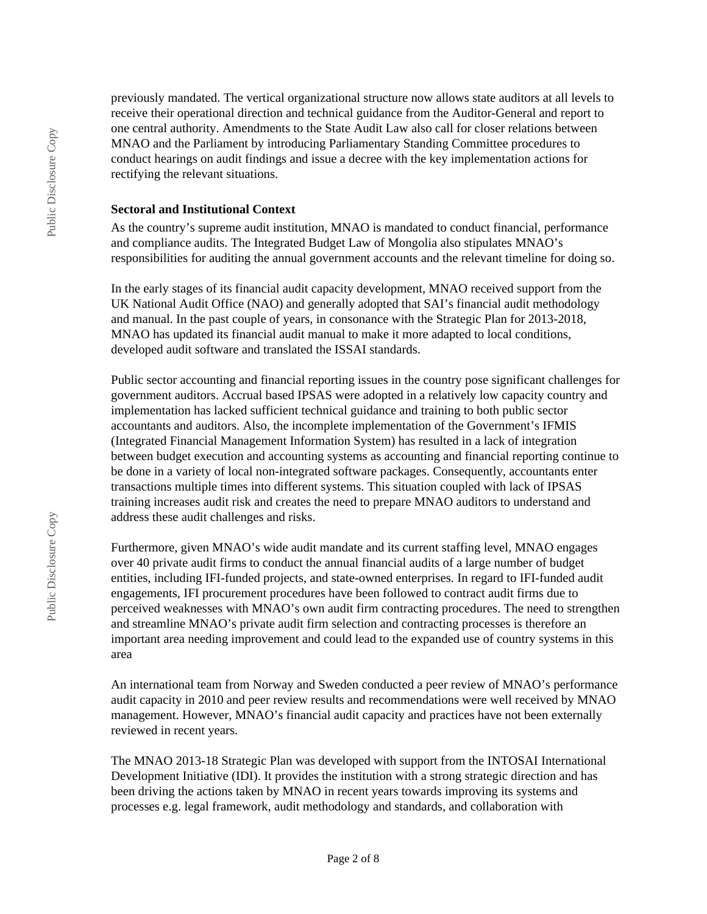previously mandated. The vertical organizational structure now allows state auditors at all levels to receive their operational direction and technical guidance from the Auditor-General and report to one central authority. Amendments to the State Audit Law also call for closer relations between MNAO and the Parliament by introducing Parliamentary Standing Committee procedures to conduct hearings on audit findings and issue a decree with the key implementation actions for rectifying the relevant situations.

**Sectoral and Institutional Context**

As the country's supreme audit institution, MNAO is mandated to conduct financial, performance and compliance audits. The Integrated Budget Law of Mongolia also stipulates MNAO's responsibilities for auditing the annual government accounts and the relevant timeline for doing so.

In the early stages of its financial audit capacity development, MNAO received support from the UK National Audit Office (NAO) and generally adopted that SAI's financial audit methodology and manual. In the past couple of years, in consonance with the Strategic Plan for 2013-2018, MNAO has updated its financial audit manual to make it more adapted to local conditions, developed audit software and translated the ISSAI standards.

Public sector accounting and financial reporting issues in the country pose significant challenges for government auditors. Accrual based IPSAS were adopted in a relatively low capacity country and implementation has lacked sufficient technical guidance and training to both public sector accountants and auditors. Also, the incomplete implementation of the Government's IFMIS (Integrated Financial Management Information System) has resulted in a lack of integration between budget execution and accounting systems as accounting and financial reporting continue to be done in a variety of local non-integrated software packages. Consequently, accountants enter transactions multiple times into different systems. This situation coupled with lack of IPSAS training increases audit risk and creates the need to prepare MNAO auditors to understand and address these audit challenges and risks.

Furthermore, given MNAO's wide audit mandate and its current staffing level, MNAO engages over 40 private audit firms to conduct the annual financial audits of a large number of budget entities, including IFI-funded projects, and state-owned enterprises. In regard to IFI-funded audit engagements, IFI procurement procedures have been followed to contract audit firms due to perceived weaknesses with MNAO's own audit firm contracting procedures. The need to strengthen and streamline MNAO's private audit firm selection and contracting processes is therefore an important area needing improvement and could lead to the expanded use of country systems in this area

An international team from Norway and Sweden conducted a peer review of MNAO's performance audit capacity in 2010 and peer review results and recommendations were well received by MNAO management. However, MNAO's financial audit capacity and practices have not been externally reviewed in recent years.

The MNAO 2013-18 Strategic Plan was developed with support from the INTOSAI International Development Initiative (IDI). It provides the institution with a strong strategic direction and has been driving the actions taken by MNAO in recent years towards improving its systems and processes e.g. legal framework, audit methodology and standards, and collaboration with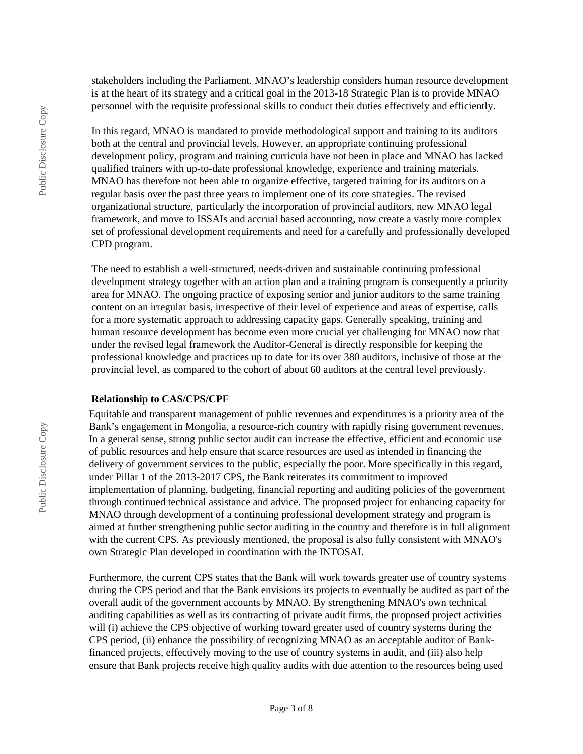stakeholders including the Parliament. MNAO's leadership considers human resource development is at the heart of its strategy and a critical goal in the 2013-18 Strategic Plan is to provide MNAO personnel with the requisite professional skills to conduct their duties effectively and efficiently.

In this regard, MNAO is mandated to provide methodological support and training to its auditors both at the central and provincial levels. However, an appropriate continuing professional development policy, program and training curricula have not been in place and MNAO has lacked qualified trainers with up-to-date professional knowledge, experience and training materials. MNAO has therefore not been able to organize effective, targeted training for its auditors on a regular basis over the past three years to implement one of its core strategies. The revised organizational structure, particularly the incorporation of provincial auditors, new MNAO legal framework, and move to ISSAIs and accrual based accounting, now create a vastly more complex set of professional development requirements and need for a carefully and professionally developed CPD program.

The need to establish a well-structured, needs-driven and sustainable continuing professional development strategy together with an action plan and a training program is consequently a priority area for MNAO. The ongoing practice of exposing senior and junior auditors to the same training content on an irregular basis, irrespective of their level of experience and areas of expertise, calls for a more systematic approach to addressing capacity gaps. Generally speaking, training and human resource development has become even more crucial yet challenging for MNAO now that under the revised legal framework the Auditor-General is directly responsible for keeping the professional knowledge and practices up to date for its over 380 auditors, inclusive of those at the provincial level, as compared to the cohort of about 60 auditors at the central level previously.

**Relationship to CAS/CPS/CPF**

Equitable and transparent management of public revenues and expenditures is a priority area of the Bank's engagement in Mongolia, a resource-rich country with rapidly rising government revenues. In a general sense, strong public sector audit can increase the effective, efficient and economic use of public resources and help ensure that scarce resources are used as intended in financing the delivery of government services to the public, especially the poor. More specifically in this regard, under Pillar 1 of the 2013-2017 CPS, the Bank reiterates its commitment to improved implementation of planning, budgeting, financial reporting and auditing policies of the government through continued technical assistance and advice. The proposed project for enhancing capacity for MNAO through development of a continuing professional development strategy and program is aimed at further strengthening public sector auditing in the country and therefore is in full alignment with the current CPS. As previously mentioned, the proposal is also fully consistent with MNAO's own Strategic Plan developed in coordination with the INTOSAI.

Furthermore, the current CPS states that the Bank will work towards greater use of country systems during the CPS period and that the Bank envisions its projects to eventually be audited as part of the overall audit of the government accounts by MNAO. By strengthening MNAO's own technical auditing capabilities as well as its contracting of private audit firms, the proposed project activities will (i) achieve the CPS objective of working toward greater used of country systems during the CPS period, (ii) enhance the possibility of recognizing MNAO as an acceptable auditor of Bank-financed projects, effectively moving to the use of country systems in audit, and (iii) also help ensure that Bank projects receive high quality audits with due attention to the resources being used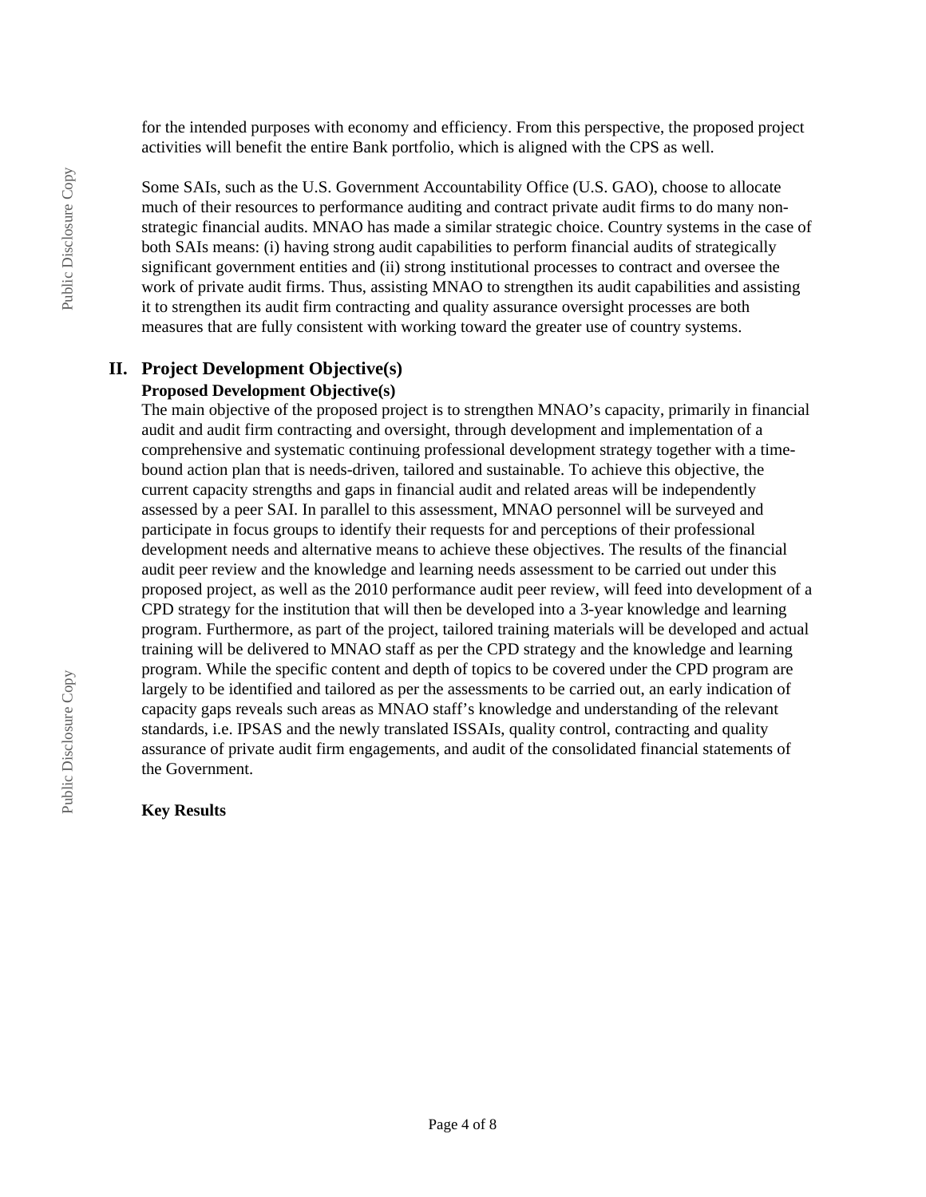for the intended purposes with economy and efficiency. From this perspective, the proposed project activities will benefit the entire Bank portfolio, which is aligned with the CPS as well.

Some SAIs, such as the U.S. Government Accountability Office (U.S. GAO), choose to allocate much of their resources to performance auditing and contract private audit firms to do many non-strategic financial audits. MNAO has made a similar strategic choice. Country systems in the case of both SAIs means: (i) having strong audit capabilities to perform financial audits of strategically significant government entities and (ii) strong institutional processes to contract and oversee the work of private audit firms. Thus, assisting MNAO to strengthen its audit capabilities and assisting it to strengthen its audit firm contracting and quality assurance oversight processes are both measures that are fully consistent with working toward the greater use of country systems.

## II. Project Development Objective(s)

### Proposed Development Objective(s)

The main objective of the proposed project is to strengthen MNAO's capacity, primarily in financial audit and audit firm contracting and oversight, through development and implementation of a comprehensive and systematic continuing professional development strategy together with a time-bound action plan that is needs-driven, tailored and sustainable. To achieve this objective, the current capacity strengths and gaps in financial audit and related areas will be independently assessed by a peer SAI. In parallel to this assessment, MNAO personnel will be surveyed and participate in focus groups to identify their requests for and perceptions of their professional development needs and alternative means to achieve these objectives. The results of the financial audit peer review and the knowledge and learning needs assessment to be carried out under this proposed project, as well as the 2010 performance audit peer review, will feed into development of a CPD strategy for the institution that will then be developed into a 3-year knowledge and learning program. Furthermore, as part of the project, tailored training materials will be developed and actual training will be delivered to MNAO staff as per the CPD strategy and the knowledge and learning program. While the specific content and depth of topics to be covered under the CPD program are largely to be identified and tailored as per the assessments to be carried out, an early indication of capacity gaps reveals such areas as MNAO staff's knowledge and understanding of the relevant standards, i.e. IPSAS and the newly translated ISSAIs, quality control, contracting and quality assurance of private audit firm engagements, and audit of the consolidated financial statements of the Government.

### Key Results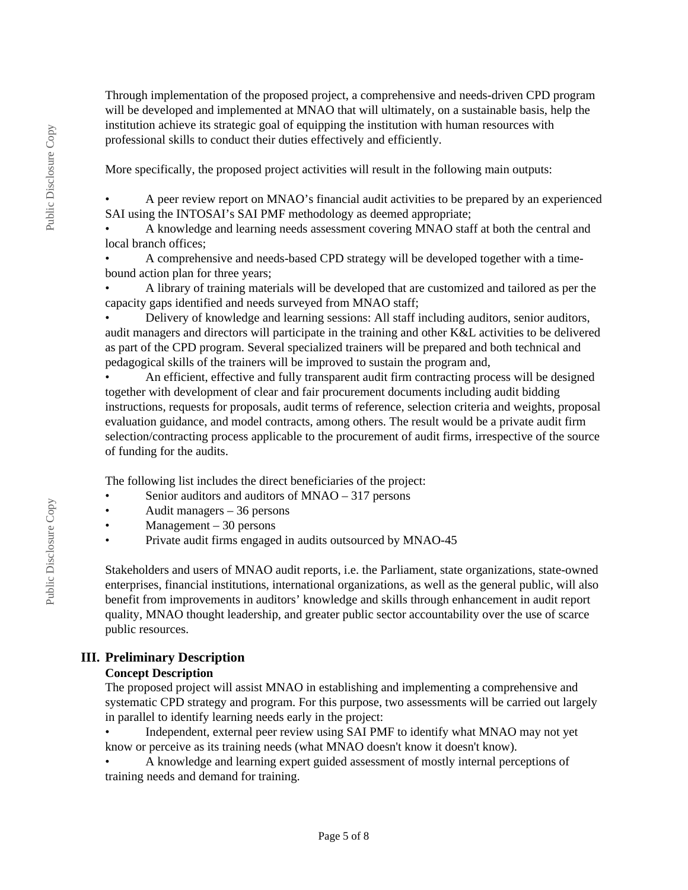Through implementation of the proposed project, a comprehensive and needs-driven CPD program will be developed and implemented at MNAO that will ultimately, on a sustainable basis, help the institution achieve its strategic goal of equipping the institution with human resources with professional skills to conduct their duties effectively and efficiently.

More specifically, the proposed project activities will result in the following main outputs:

- A peer review report on MNAO's financial audit activities to be prepared by an experienced SAI using the INTOSAI's SAI PMF methodology as deemed appropriate;
- A knowledge and learning needs assessment covering MNAO staff at both the central and local branch offices;
- A comprehensive and needs-based CPD strategy will be developed together with a time-bound action plan for three years;
- A library of training materials will be developed that are customized and tailored as per the capacity gaps identified and needs surveyed from MNAO staff;
- Delivery of knowledge and learning sessions: All staff including auditors, senior auditors, audit managers and directors will participate in the training and other K&L activities to be delivered as part of the CPD program. Several specialized trainers will be prepared and both technical and pedagogical skills of the trainers will be improved to sustain the program and,
- An efficient, effective and fully transparent audit firm contracting process will be designed together with development of clear and fair procurement documents including audit bidding instructions, requests for proposals, audit terms of reference, selection criteria and weights, proposal evaluation guidance, and model contracts, among others. The result would be a private audit firm selection/contracting process applicable to the procurement of audit firms, irrespective of the source of funding for the audits.

The following list includes the direct beneficiaries of the project:

- Senior auditors and auditors of MNAO – 317 persons
- Audit managers – 36 persons
- Management – 30 persons
- Private audit firms engaged in audits outsourced by MNAO-45

Stakeholders and users of MNAO audit reports, i.e. the Parliament, state organizations, state-owned enterprises, financial institutions, international organizations, as well as the general public, will also benefit from improvements in auditors' knowledge and skills through enhancement in audit report quality, MNAO thought leadership, and greater public sector accountability over the use of scarce public resources.

## III. Preliminary Description

### Concept Description

The proposed project will assist MNAO in establishing and implementing a comprehensive and systematic CPD strategy and program. For this purpose, two assessments will be carried out largely in parallel to identify learning needs early in the project:

- Independent, external peer review using SAI PMF to identify what MNAO may not yet know or perceive as its training needs (what MNAO doesn't know it doesn't know).
- A knowledge and learning expert guided assessment of mostly internal perceptions of training needs and demand for training.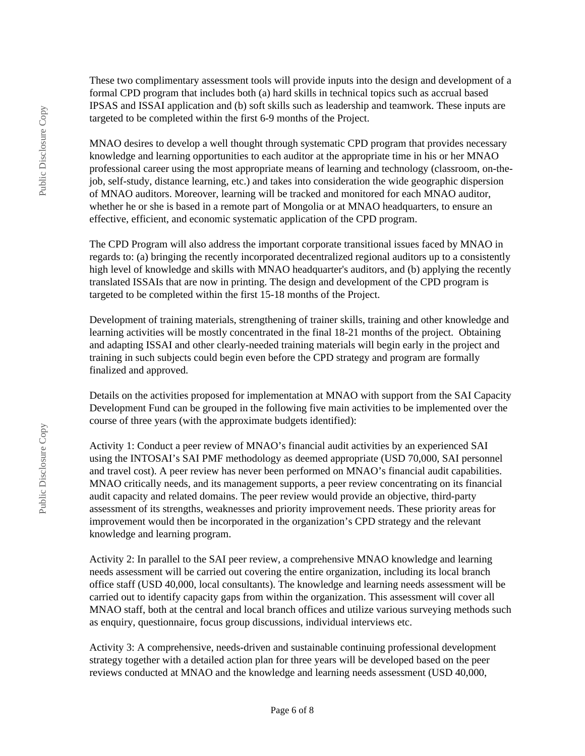These two complimentary assessment tools will provide inputs into the design and development of a formal CPD program that includes both (a) hard skills in technical topics such as accrual based IPSAS and ISSAI application and (b) soft skills such as leadership and teamwork. These inputs are targeted to be completed within the first 6-9 months of the Project.

MNAO desires to develop a well thought through systematic CPD program that provides necessary knowledge and learning opportunities to each auditor at the appropriate time in his or her MNAO professional career using the most appropriate means of learning and technology (classroom, on-the-job, self-study, distance learning, etc.) and takes into consideration the wide geographic dispersion of MNAO auditors. Moreover, learning will be tracked and monitored for each MNAO auditor, whether he or she is based in a remote part of Mongolia or at MNAO headquarters, to ensure an effective, efficient, and economic systematic application of the CPD program.

The CPD Program will also address the important corporate transitional issues faced by MNAO in regards to: (a) bringing the recently incorporated decentralized regional auditors up to a consistently high level of knowledge and skills with MNAO headquarter's auditors, and (b) applying the recently translated ISSAIs that are now in printing. The design and development of the CPD program is targeted to be completed within the first 15-18 months of the Project.

Development of training materials, strengthening of trainer skills, training and other knowledge and learning activities will be mostly concentrated in the final 18-21 months of the project. Obtaining and adapting ISSAI and other clearly-needed training materials will begin early in the project and training in such subjects could begin even before the CPD strategy and program are formally finalized and approved.

Details on the activities proposed for implementation at MNAO with support from the SAI Capacity Development Fund can be grouped in the following five main activities to be implemented over the course of three years (with the approximate budgets identified):

Activity 1: Conduct a peer review of MNAO's financial audit activities by an experienced SAI using the INTOSAI's SAI PMF methodology as deemed appropriate (USD 70,000, SAI personnel and travel cost). A peer review has never been performed on MNAO's financial audit capabilities. MNAO critically needs, and its management supports, a peer review concentrating on its financial audit capacity and related domains. The peer review would provide an objective, third-party assessment of its strengths, weaknesses and priority improvement needs. These priority areas for improvement would then be incorporated in the organization's CPD strategy and the relevant knowledge and learning program.

Activity 2: In parallel to the SAI peer review, a comprehensive MNAO knowledge and learning needs assessment will be carried out covering the entire organization, including its local branch office staff (USD 40,000, local consultants). The knowledge and learning needs assessment will be carried out to identify capacity gaps from within the organization. This assessment will cover all MNAO staff, both at the central and local branch offices and utilize various surveying methods such as enquiry, questionnaire, focus group discussions, individual interviews etc.

Activity 3: A comprehensive, needs-driven and sustainable continuing professional development strategy together with a detailed action plan for three years will be developed based on the peer reviews conducted at MNAO and the knowledge and learning needs assessment (USD 40,000,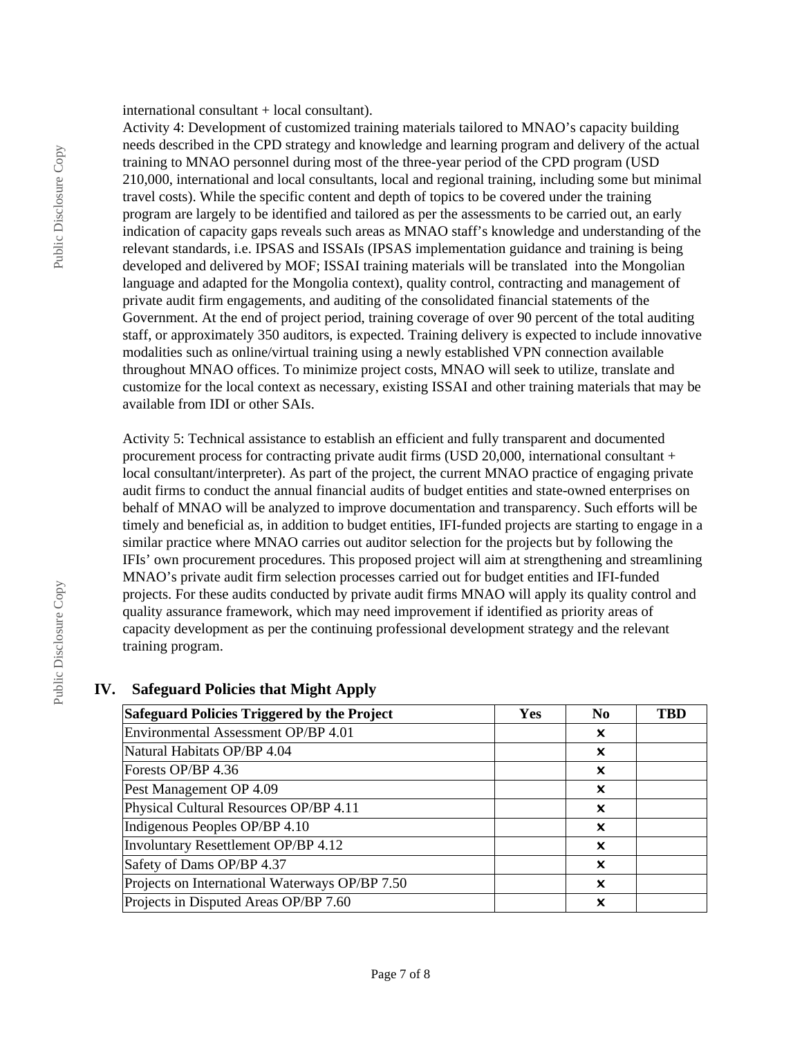international consultant + local consultant).

Activity 4: Development of customized training materials tailored to MNAO's capacity building needs described in the CPD strategy and knowledge and learning program and delivery of the actual training to MNAO personnel during most of the three-year period of the CPD program (USD 210,000, international and local consultants, local and regional training, including some but minimal travel costs). While the specific content and depth of topics to be covered under the training program are largely to be identified and tailored as per the assessments to be carried out, an early indication of capacity gaps reveals such areas as MNAO staff's knowledge and understanding of the relevant standards, i.e. IPSAS and ISSAIs (IPSAS implementation guidance and training is being developed and delivered by MOF; ISSAI training materials will be translated into the Mongolian language and adapted for the Mongolia context), quality control, contracting and management of private audit firm engagements, and auditing of the consolidated financial statements of the Government. At the end of project period, training coverage of over 90 percent of the total auditing staff, or approximately 350 auditors, is expected. Training delivery is expected to include innovative modalities such as online/virtual training using a newly established VPN connection available throughout MNAO offices. To minimize project costs, MNAO will seek to utilize, translate and customize for the local context as necessary, existing ISSAI and other training materials that may be available from IDI or other SAIs.

Activity 5: Technical assistance to establish an efficient and fully transparent and documented procurement process for contracting private audit firms (USD 20,000, international consultant + local consultant/interpreter). As part of the project, the current MNAO practice of engaging private audit firms to conduct the annual financial audits of budget entities and state-owned enterprises on behalf of MNAO will be analyzed to improve documentation and transparency. Such efforts will be timely and beneficial as, in addition to budget entities, IFI-funded projects are starting to engage in a similar practice where MNAO carries out auditor selection for the projects but by following the IFIs' own procurement procedures. This proposed project will aim at strengthening and streamlining MNAO's private audit firm selection processes carried out for budget entities and IFI-funded projects. For these audits conducted by private audit firms MNAO will apply its quality control and quality assurance framework, which may need improvement if identified as priority areas of capacity development as per the continuing professional development strategy and the relevant training program.

## IV. Safeguard Policies that Might Apply

| Safeguard Policies Triggered by the Project | Yes | No | TBD |
|---|---|---|---|
| Environmental Assessment OP/BP 4.01 | | ✖ | |
| Natural Habitats OP/BP 4.04 | | ✖ | |
| Forests OP/BP 4.36 | | ✖ | |
| Pest Management OP 4.09 | | ✖ | |
| Physical Cultural Resources OP/BP 4.11 | | ✖ | |
| Indigenous Peoples OP/BP 4.10 | | ✖ | |
| Involuntary Resettlement OP/BP 4.12 | | ✖ | |
| Safety of Dams OP/BP 4.37 | | ✖ | |
| Projects on International Waterways OP/BP 7.50 | | ✖ | |
| Projects in Disputed Areas OP/BP 7.60 | | ✖ | |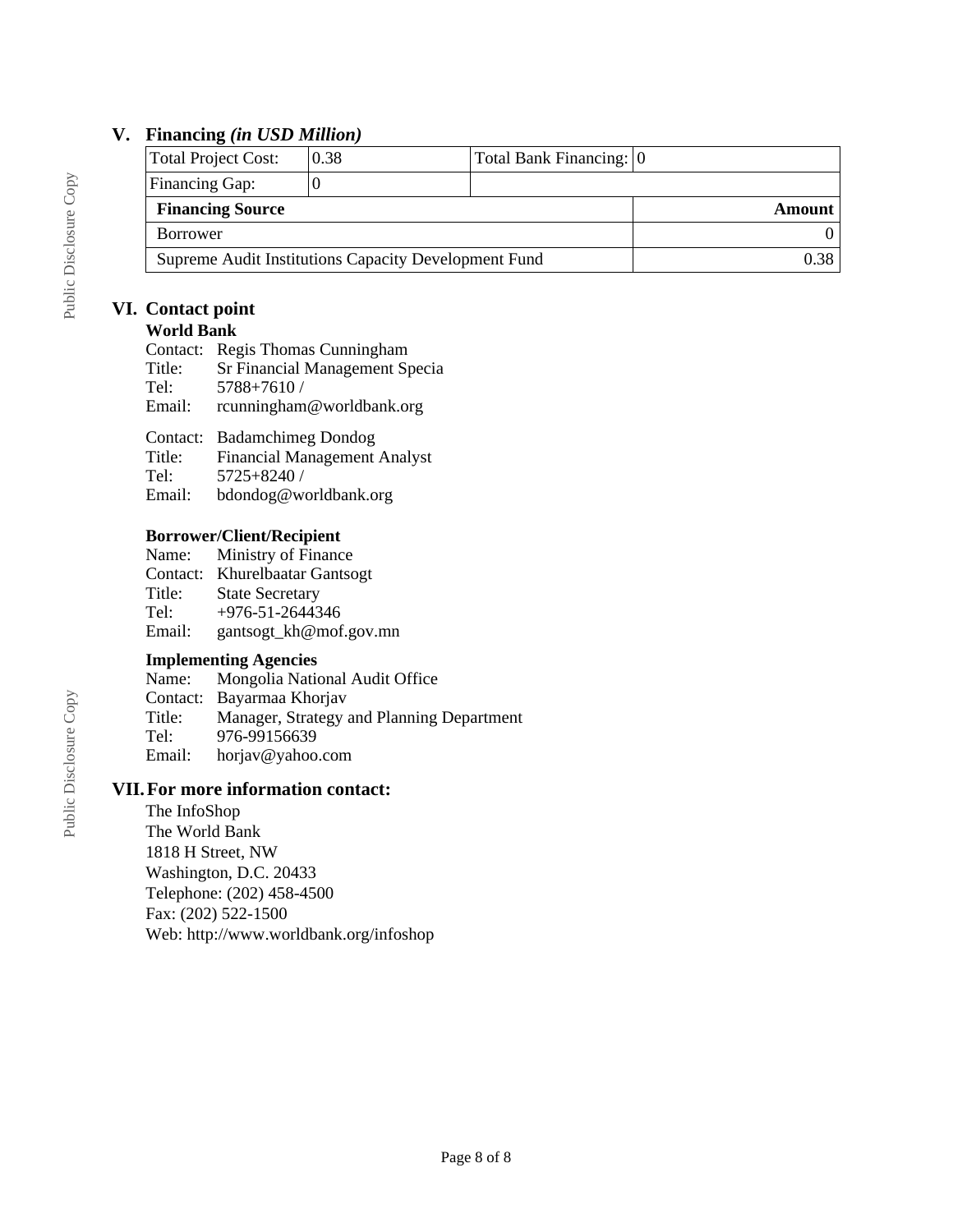## V. Financing *(in USD Million)*

| | | | |
|---|---|---|---|
| Total Project Cost: | 0.38 | Total Bank Financing: | 0 |
| Financing Gap: | 0 | | |
| **Financing Source** | | | **Amount** |
| Borrower | | | 0 |
| Supreme Audit Institutions Capacity Development Fund | | | 0.38 |

## VI. Contact point

**World Bank**

Contact: Regis Thomas Cunningham
Title: Sr Financial Management Specia
Tel: 5788+7610 /
Email: rcunningham@worldbank.org

Contact: Badamchimeg Dondog
Title: Financial Management Analyst
Tel: 5725+8240 /
Email: bdondog@worldbank.org

**Borrower/Client/Recipient**

Name: Ministry of Finance
Contact: Khurelbaatar Gantsogt
Title: State Secretary
Tel: +976-51-2644346
Email: gantsogt_kh@mof.gov.mn

**Implementing Agencies**

Name: Mongolia National Audit Office
Contact: Bayarmaa Khorjav
Title: Manager, Strategy and Planning Department
Tel: 976-99156639
Email: horjav@yahoo.com

## VII. For more information contact:

The InfoShop
The World Bank
1818 H Street, NW
Washington, D.C. 20433
Telephone: (202) 458-4500
Fax: (202) 522-1500
Web: http://www.worldbank.org/infoshop